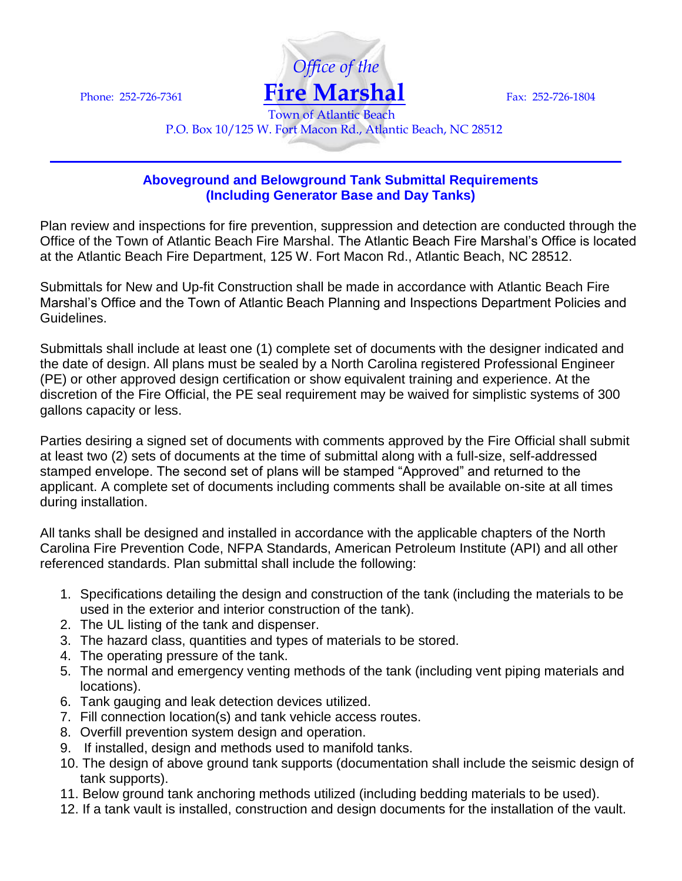Phone: 252-726-7361

*Office of the*

# Fire Marshal

Fax: 252-726-1804

Town of Atlantic Beach
P.O. Box 10/125 W. Fort Macon Rd., Atlantic Beach, NC 28512

---

## Aboveground and Belowground Tank Submittal Requirements (Including Generator Base and Day Tanks)

Plan review and inspections for fire prevention, suppression and detection are conducted through the Office of the Town of Atlantic Beach Fire Marshal. The Atlantic Beach Fire Marshal's Office is located at the Atlantic Beach Fire Department, 125 W. Fort Macon Rd., Atlantic Beach, NC 28512.

Submittals for New and Up-fit Construction shall be made in accordance with Atlantic Beach Fire Marshal's Office and the Town of Atlantic Beach Planning and Inspections Department Policies and Guidelines.

Submittals shall include at least one (1) complete set of documents with the designer indicated and the date of design. All plans must be sealed by a North Carolina registered Professional Engineer (PE) or other approved design certification or show equivalent training and experience. At the discretion of the Fire Official, the PE seal requirement may be waived for simplistic systems of 300 gallons capacity or less.

Parties desiring a signed set of documents with comments approved by the Fire Official shall submit at least two (2) sets of documents at the time of submittal along with a full-size, self-addressed stamped envelope. The second set of plans will be stamped "Approved" and returned to the applicant. A complete set of documents including comments shall be available on-site at all times during installation.

All tanks shall be designed and installed in accordance with the applicable chapters of the North Carolina Fire Prevention Code, NFPA Standards, American Petroleum Institute (API) and all other referenced standards. Plan submittal shall include the following:

1. Specifications detailing the design and construction of the tank (including the materials to be used in the exterior and interior construction of the tank).
2. The UL listing of the tank and dispenser.
3. The hazard class, quantities and types of materials to be stored.
4. The operating pressure of the tank.
5. The normal and emergency venting methods of the tank (including vent piping materials and locations).
6. Tank gauging and leak detection devices utilized.
7. Fill connection location(s) and tank vehicle access routes.
8. Overfill prevention system design and operation.
9. If installed, design and methods used to manifold tanks.
10. The design of above ground tank supports (documentation shall include the seismic design of tank supports).
11. Below ground tank anchoring methods utilized (including bedding materials to be used).
12. If a tank vault is installed, construction and design documents for the installation of the vault.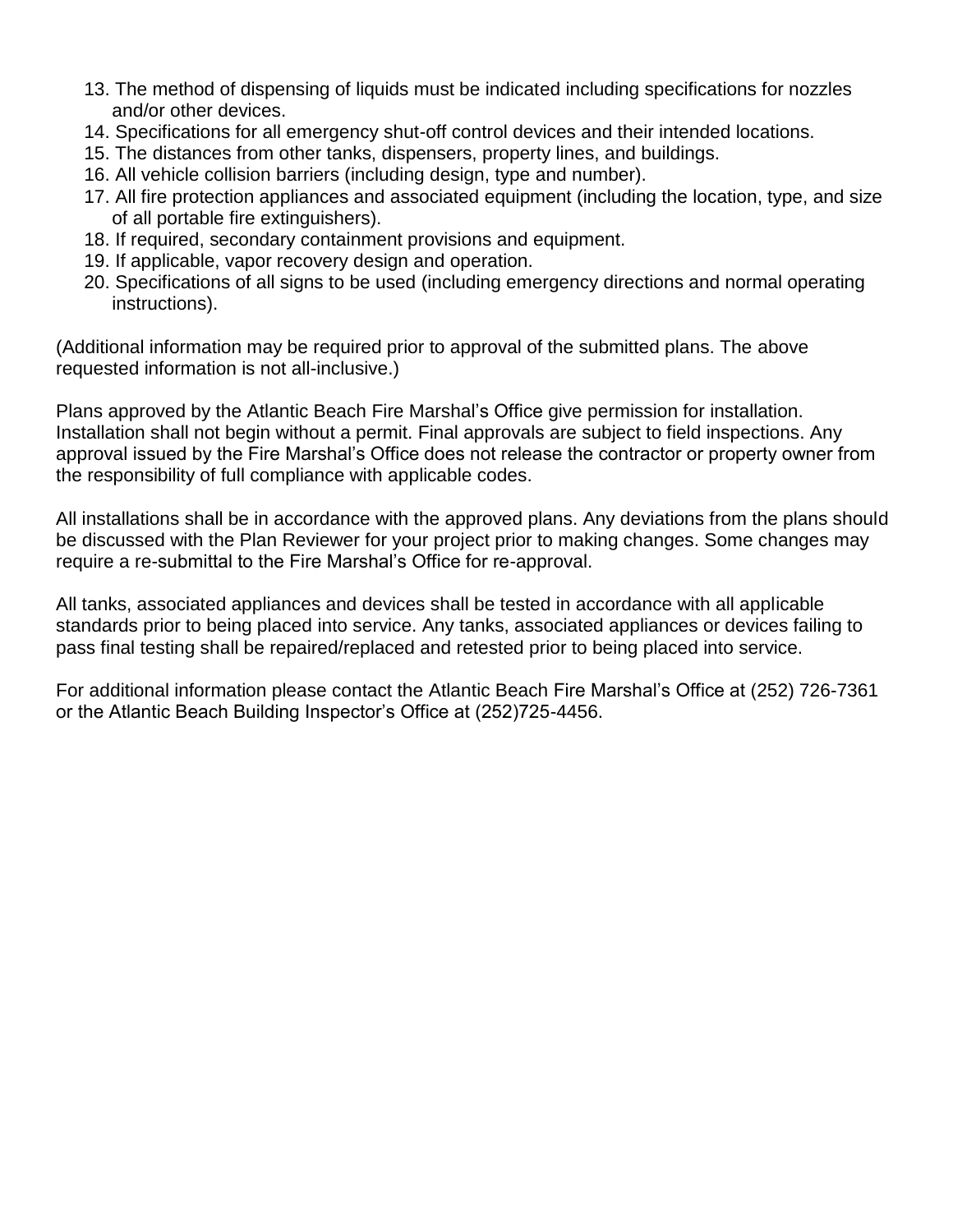13. The method of dispensing of liquids must be indicated including specifications for nozzles and/or other devices.
14. Specifications for all emergency shut-off control devices and their intended locations.
15. The distances from other tanks, dispensers, property lines, and buildings.
16. All vehicle collision barriers (including design, type and number).
17. All fire protection appliances and associated equipment (including the location, type, and size of all portable fire extinguishers).
18. If required, secondary containment provisions and equipment.
19. If applicable, vapor recovery design and operation.
20. Specifications of all signs to be used (including emergency directions and normal operating instructions).

(Additional information may be required prior to approval of the submitted plans. The above requested information is not all-inclusive.)

Plans approved by the Atlantic Beach Fire Marshal's Office give permission for installation. Installation shall not begin without a permit. Final approvals are subject to field inspections. Any approval issued by the Fire Marshal's Office does not release the contractor or property owner from the responsibility of full compliance with applicable codes.

All installations shall be in accordance with the approved plans. Any deviations from the plans should be discussed with the Plan Reviewer for your project prior to making changes. Some changes may require a re-submittal to the Fire Marshal's Office for re-approval.

All tanks, associated appliances and devices shall be tested in accordance with all applicable standards prior to being placed into service. Any tanks, associated appliances or devices failing to pass final testing shall be repaired/replaced and retested prior to being placed into service.

For additional information please contact the Atlantic Beach Fire Marshal's Office at (252) 726-7361 or the Atlantic Beach Building Inspector's Office at (252)725-4456.